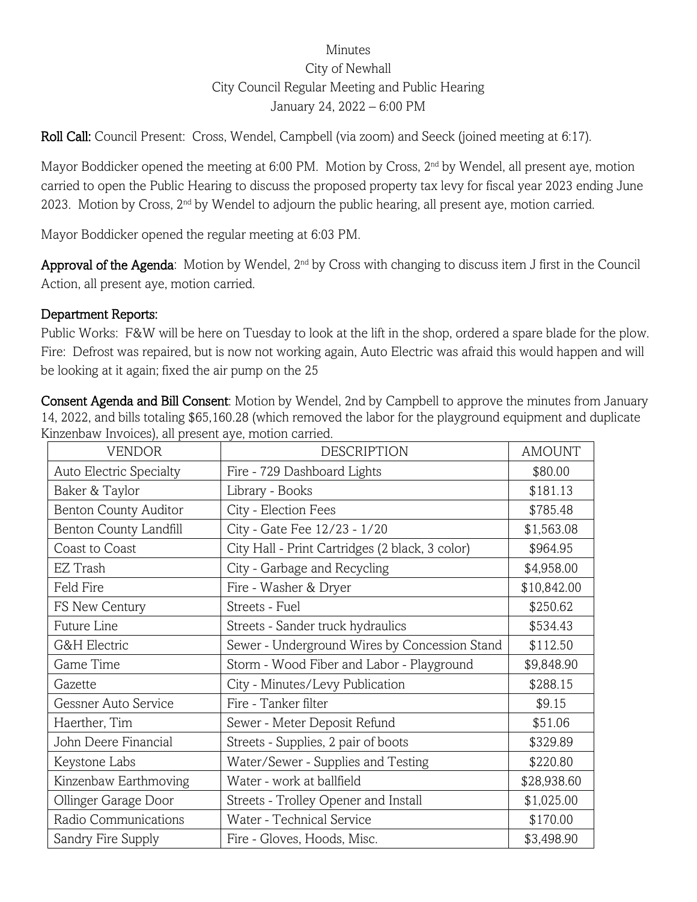Minutes
City of Newhall
City Council Regular Meeting and Public Hearing
January 24, 2022 – 6:00 PM

**Roll Call:** Council Present: Cross, Wendel, Campbell (via zoom) and Seeck (joined meeting at 6:17).

Mayor Boddicker opened the meeting at 6:00 PM. Motion by Cross, 2nd by Wendel, all present aye, motion carried to open the Public Hearing to discuss the proposed property tax levy for fiscal year 2023 ending June 2023. Motion by Cross, 2nd by Wendel to adjourn the public hearing, all present aye, motion carried.

Mayor Boddicker opened the regular meeting at 6:03 PM.

**Approval of the Agenda**: Motion by Wendel, 2nd by Cross with changing to discuss item J first in the Council Action, all present aye, motion carried.

**Department Reports:**

Public Works: F&W will be here on Tuesday to look at the lift in the shop, ordered a spare blade for the plow.
Fire: Defrost was repaired, but is now not working again, Auto Electric was afraid this would happen and will be looking at it again; fixed the air pump on the 25

**Consent Agenda and Bill Consent**: Motion by Wendel, 2nd by Campbell to approve the minutes from January 14, 2022, and bills totaling $65,160.28 (which removed the labor for the playground equipment and duplicate Kinzenbaw Invoices), all present aye, motion carried.

| VENDOR | DESCRIPTION | AMOUNT |
|---|---|---|
| Auto Electric Specialty | Fire - 729 Dashboard Lights | $80.00 |
| Baker & Taylor | Library - Books | $181.13 |
| Benton County Auditor | City - Election Fees | $785.48 |
| Benton County Landfill | City - Gate Fee 12/23 - 1/20 | $1,563.08 |
| Coast to Coast | City Hall - Print Cartridges (2 black, 3 color) | $964.95 |
| EZ Trash | City - Garbage and Recycling | $4,958.00 |
| Feld Fire | Fire - Washer & Dryer | $10,842.00 |
| FS New Century | Streets - Fuel | $250.62 |
| Future Line | Streets - Sander truck hydraulics | $534.43 |
| G&H Electric | Sewer - Underground Wires by Concession Stand | $112.50 |
| Game Time | Storm - Wood Fiber and Labor - Playground | $9,848.90 |
| Gazette | City - Minutes/Levy Publication | $288.15 |
| Gessner Auto Service | Fire - Tanker filter | $9.15 |
| Haerther, Tim | Sewer - Meter Deposit Refund | $51.06 |
| John Deere Financial | Streets - Supplies, 2 pair of boots | $329.89 |
| Keystone Labs | Water/Sewer - Supplies and Testing | $220.80 |
| Kinzenbaw Earthmoving | Water - work at ballfield | $28,938.60 |
| Ollinger Garage Door | Streets - Trolley Opener and Install | $1,025.00 |
| Radio Communications | Water - Technical Service | $170.00 |
| Sandry Fire Supply | Fire - Gloves, Hoods, Misc. | $3,498.90 |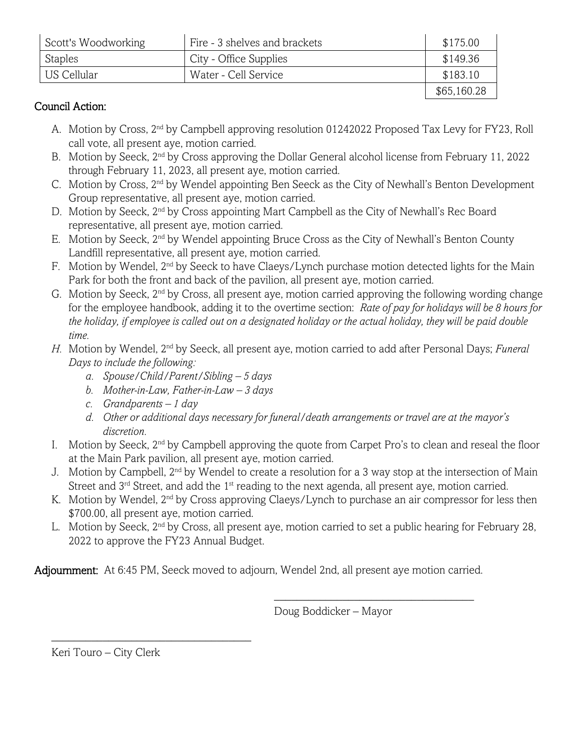| | | |
| --- | --- | --- |
| Scott's Woodworking | Fire - 3 shelves and brackets | $175.00 |
| Staples | City - Office Supplies | $149.36 |
| US Cellular | Water - Cell Service | $183.10 |
| | | $65,160.28 |

**Council Action:**

A. Motion by Cross, 2nd by Campbell approving resolution 01242022 Proposed Tax Levy for FY23, Roll call vote, all present aye, motion carried.
B. Motion by Seeck, 2nd by Cross approving the Dollar General alcohol license from February 11, 2022 through February 11, 2023, all present aye, motion carried.
C. Motion by Cross, 2nd by Wendel appointing Ben Seeck as the City of Newhall's Benton Development Group representative, all present aye, motion carried.
D. Motion by Seeck, 2nd by Cross appointing Mart Campbell as the City of Newhall's Rec Board representative, all present aye, motion carried.
E. Motion by Seeck, 2nd by Wendel appointing Bruce Cross as the City of Newhall's Benton County Landfill representative, all present aye, motion carried.
F. Motion by Wendel, 2nd by Seeck to have Claeys/Lynch purchase motion detected lights for the Main Park for both the front and back of the pavilion, all present aye, motion carried.
G. Motion by Seeck, 2nd by Cross, all present aye, motion carried approving the following wording change for the employee handbook, adding it to the overtime section: *Rate of pay for holidays will be 8 hours for the holiday, if employee is called out on a designated holiday or the actual holiday, they will be paid double time.*
H. Motion by Wendel, 2nd by Seeck, all present aye, motion carried to add after Personal Days; *Funeral Days to include the following:*
   a. *Spouse/Child/Parent/Sibling – 5 days*
   b. *Mother-in-Law, Father-in-Law – 3 days*
   c. *Grandparents – 1 day*
   d. *Other or additional days necessary for funeral/death arrangements or travel are at the mayor's discretion.*
I. Motion by Seeck, 2nd by Campbell approving the quote from Carpet Pro's to clean and reseal the floor at the Main Park pavilion, all present aye, motion carried.
J. Motion by Campbell, 2nd by Wendel to create a resolution for a 3 way stop at the intersection of Main Street and 3rd Street, and add the 1st reading to the next agenda, all present aye, motion carried.
K. Motion by Wendel, 2nd by Cross approving Claeys/Lynch to purchase an air compressor for less then $700.00, all present aye, motion carried.
L. Motion by Seeck, 2nd by Cross, all present aye, motion carried to set a public hearing for February 28, 2022 to approve the FY23 Annual Budget.

**Adjournment:** At 6:45 PM, Seeck moved to adjourn, Wendel 2nd, all present aye motion carried.

\_\_\_\_\_\_\_\_\_\_\_\_\_\_\_\_\_\_\_\_\_\_\_\_\_\_\_\_\_\_\_\_\_\_\_\_\_\_\_\_
Doug Boddicker – Mayor

\_\_\_\_\_\_\_\_\_\_\_\_\_\_\_\_\_\_\_\_\_\_\_\_\_\_\_\_\_\_\_\_\_\_\_\_\_\_\_\_
Keri Touro – City Clerk